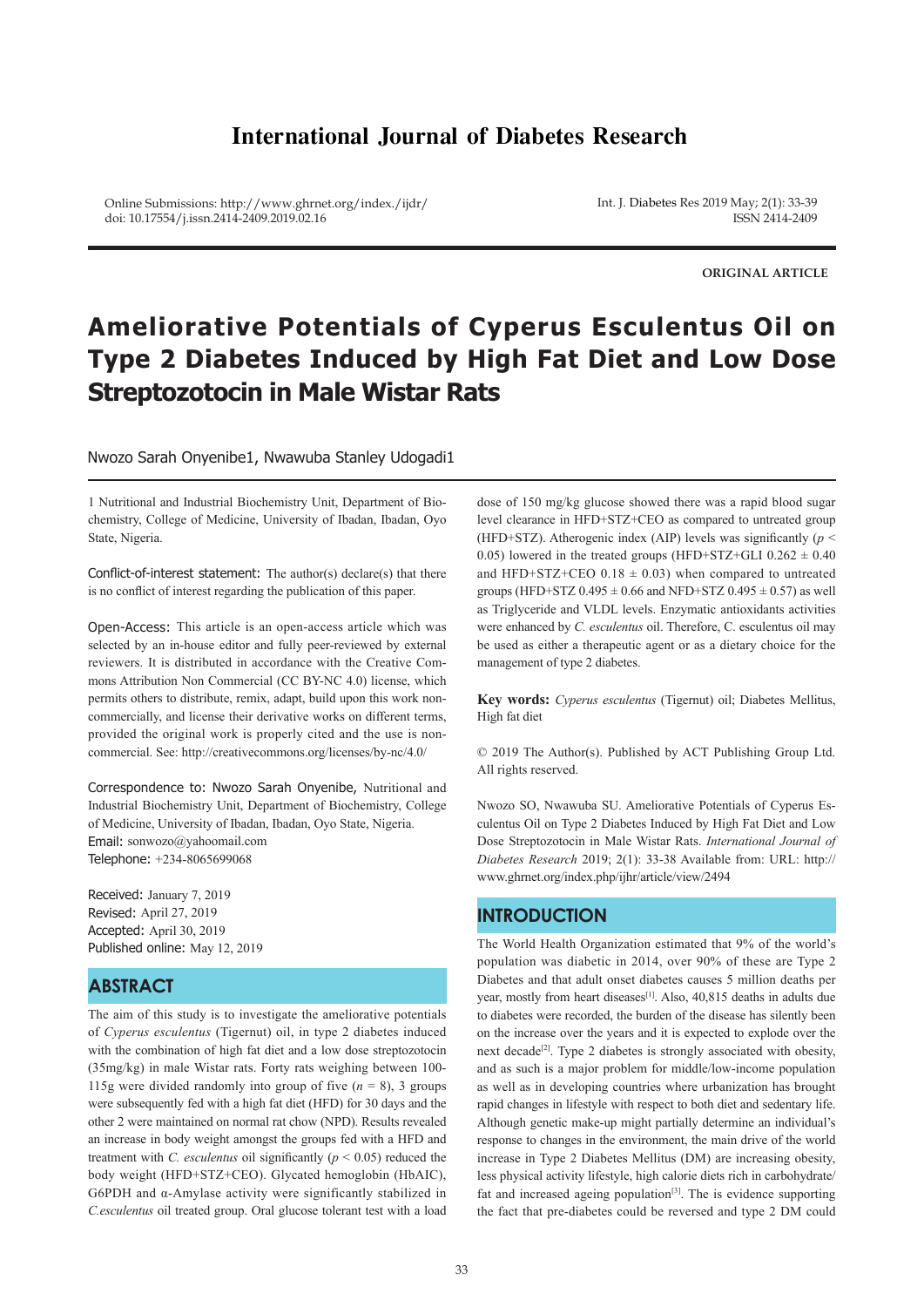# International Journal of Diabetes Research

Online Submissions: http://www.ghrnet.org/index./ijdr/
doi: 10.17554/j.issn.2414-2409.2019.02.16

Int. J. Diabetes Res 2019 May; 2(1): 33-39
ISSN 2414-2409

**ORIGINAL ARTICLE**

# Ameliorative Potentials of Cyperus Esculentus Oil on Type 2 Diabetes Induced by High Fat Diet and Low Dose Streptozotocin in Male Wistar Rats

Nwozo Sarah Onyenibe1, Nwawuba Stanley Udogadi1

1 Nutritional and Industrial Biochemistry Unit, Department of Biochemistry, College of Medicine, University of Ibadan, Ibadan, Oyo State, Nigeria.

Conflict-of-interest statement: The author(s) declare(s) that there is no conflict of interest regarding the publication of this paper.

Open-Access: This article is an open-access article which was selected by an in-house editor and fully peer-reviewed by external reviewers. It is distributed in accordance with the Creative Commons Attribution Non Commercial (CC BY-NC 4.0) license, which permits others to distribute, remix, adapt, build upon this work non-commercially, and license their derivative works on different terms, provided the original work is properly cited and the use is non-commercial. See: http://creativecommons.org/licenses/by-nc/4.0/

Correspondence to: Nwozo Sarah Onyenibe, Nutritional and Industrial Biochemistry Unit, Department of Biochemistry, College of Medicine, University of Ibadan, Ibadan, Oyo State, Nigeria.
Email: sonwozo@yahoomail.com
Telephone: +234-8065699068

Received: January 7, 2019
Revised: April 27, 2019
Accepted: April 30, 2019
Published online: May 12, 2019

## ABSTRACT

The aim of this study is to investigate the ameliorative potentials of *Cyperus esculentus* (Tigernut) oil, in type 2 diabetes induced with the combination of high fat diet and a low dose streptozotocin (35mg/kg) in male Wistar rats. Forty rats weighing between 100-115g were divided randomly into group of five ($n = 8$), 3 groups were subsequently fed with a high fat diet (HFD) for 30 days and the other 2 were maintained on normal rat chow (NPD). Results revealed an increase in body weight amongst the groups fed with a HFD and treatment with *C. esculentus* oil significantly ($p < 0.05$) reduced the body weight (HFD+STZ+CEO). Glycated hemoglobin (HbAIC), G6PDH and α-Amylase activity were significantly stabilized in *C.esculentus* oil treated group. Oral glucose tolerant test with a load dose of 150 mg/kg glucose showed there was a rapid blood sugar level clearance in HFD+STZ+CEO as compared to untreated group (HFD+STZ). Atherogenic index (AIP) levels was significantly ($p < 0.05$) lowered in the treated groups (HFD+STZ+GLI 0.262 ± 0.40 and HFD+STZ+CEO 0.18 ± 0.03) when compared to untreated groups (HFD+STZ 0.495 ± 0.66 and NFD+STZ 0.495 ± 0.57) as well as Triglyceride and VLDL levels. Enzymatic antioxidants activities were enhanced by *C. esculentus* oil. Therefore, C. esculentus oil may be used as either a therapeutic agent or as a dietary choice for the management of type 2 diabetes.

**Key words:** *Cyperus esculentus* (Tigernut) oil; Diabetes Mellitus, High fat diet

© 2019 The Author(s). Published by ACT Publishing Group Ltd. All rights reserved.

Nwozo SO, Nwawuba SU. Ameliorative Potentials of Cyperus Esculentus Oil on Type 2 Diabetes Induced by High Fat Diet and Low Dose Streptozotocin in Male Wistar Rats. *International Journal of Diabetes Research* 2019; 2(1): 33-38 Available from: URL: http://www.ghrnet.org/index.php/ijhr/article/view/2494

## INTRODUCTION

The World Health Organization estimated that 9% of the world's population was diabetic in 2014, over 90% of these are Type 2 Diabetes and that adult onset diabetes causes 5 million deaths per year, mostly from heart diseases[1]. Also, 40,815 deaths in adults due to diabetes were recorded, the burden of the disease has silently been on the increase over the years and it is expected to explode over the next decade[2]. Type 2 diabetes is strongly associated with obesity, and as such is a major problem for middle/low-income population as well as in developing countries where urbanization has brought rapid changes in lifestyle with respect to both diet and sedentary life. Although genetic make-up might partially determine an individual's response to changes in the environment, the main drive of the world increase in Type 2 Diabetes Mellitus (DM) are increasing obesity, less physical activity lifestyle, high calorie diets rich in carbohydrate/fat and increased ageing population[3]. The is evidence supporting the fact that pre-diabetes could be reversed and type 2 DM could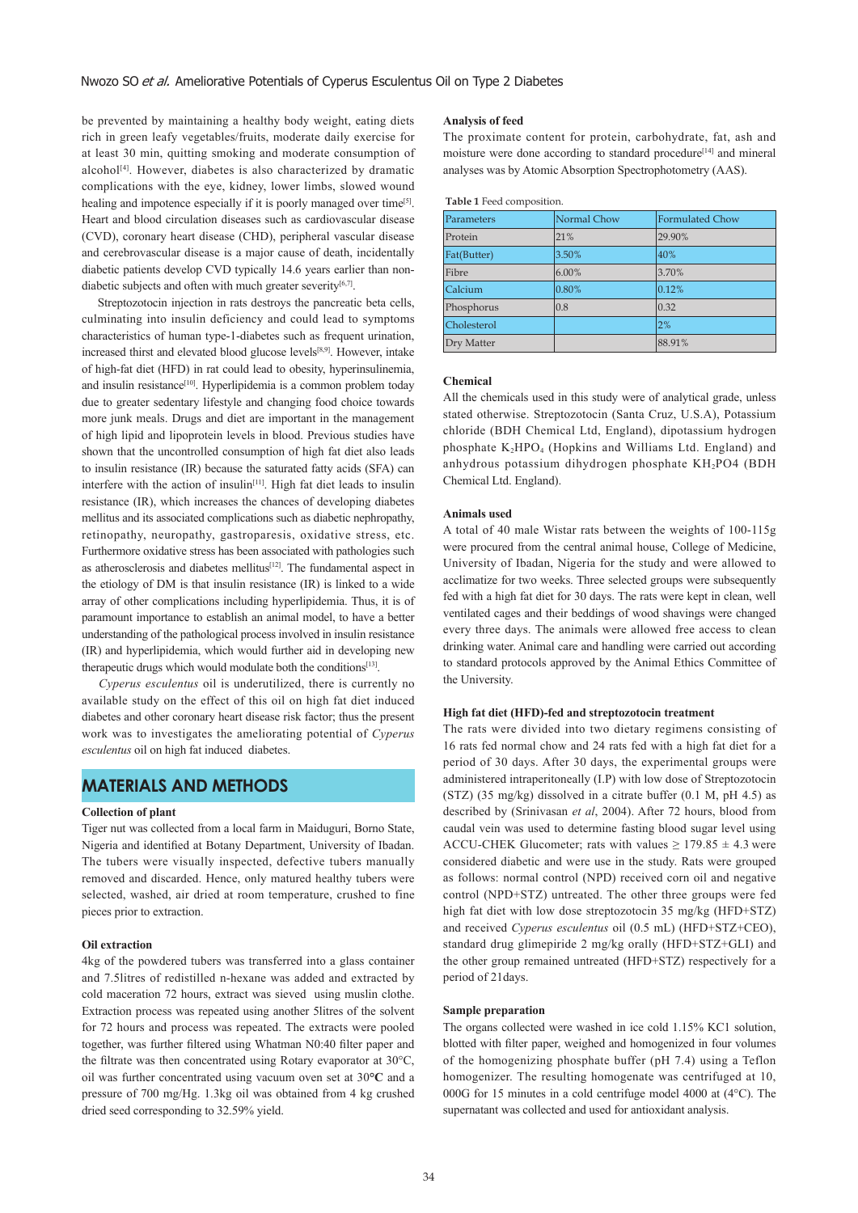be prevented by maintaining a healthy body weight, eating diets rich in green leafy vegetables/fruits, moderate daily exercise for at least 30 min, quitting smoking and moderate consumption of alcohol[4]. However, diabetes is also characterized by dramatic complications with the eye, kidney, lower limbs, slowed wound healing and impotence especially if it is poorly managed over time[5]. Heart and blood circulation diseases such as cardiovascular disease (CVD), coronary heart disease (CHD), peripheral vascular disease and cerebrovascular disease is a major cause of death, incidentally diabetic patients develop CVD typically 14.6 years earlier than non-diabetic subjects and often with much greater severity[6,7].

Streptozotocin injection in rats destroys the pancreatic beta cells, culminating into insulin deficiency and could lead to symptoms characteristics of human type-1-diabetes such as frequent urination, increased thirst and elevated blood glucose levels[8,9]. However, intake of high-fat diet (HFD) in rat could lead to obesity, hyperinsulinemia, and insulin resistance[10]. Hyperlipidemia is a common problem today due to greater sedentary lifestyle and changing food choice towards more junk meals. Drugs and diet are important in the management of high lipid and lipoprotein levels in blood. Previous studies have shown that the uncontrolled consumption of high fat diet also leads to insulin resistance (IR) because the saturated fatty acids (SFA) can interfere with the action of insulin[11]. High fat diet leads to insulin resistance (IR), which increases the chances of developing diabetes mellitus and its associated complications such as diabetic nephropathy, retinopathy, neuropathy, gastroparesis, oxidative stress, etc. Furthermore oxidative stress has been associated with pathologies such as atherosclerosis and diabetes mellitus[12]. The fundamental aspect in the etiology of DM is that insulin resistance (IR) is linked to a wide array of other complications including hyperlipidemia. Thus, it is of paramount importance to establish an animal model, to have a better understanding of the pathological process involved in insulin resistance (IR) and hyperlipidemia, which would further aid in developing new therapeutic drugs which would modulate both the conditions[13].

*Cyperus esculentus* oil is underutilized, there is currently no available study on the effect of this oil on high fat diet induced diabetes and other coronary heart disease risk factor; thus the present work was to investigates the ameliorating potential of *Cyperus esculentus* oil on high fat induced diabetes.

## MATERIALS AND METHODS

### Collection of plant

Tiger nut was collected from a local farm in Maiduguri, Borno State, Nigeria and identified at Botany Department, University of Ibadan. The tubers were visually inspected, defective tubers manually removed and discarded. Hence, only matured healthy tubers were selected, washed, air dried at room temperature, crushed to fine pieces prior to extraction.

### Oil extraction

4kg of the powdered tubers was transferred into a glass container and 7.5litres of redistilled n-hexane was added and extracted by cold maceration 72 hours, extract was sieved using muslin clothe. Extraction process was repeated using another 5litres of the solvent for 72 hours and process was repeated. The extracts were pooled together, was further filtered using Whatman N0:40 filter paper and the filtrate was then concentrated using Rotary evaporator at 30°C, oil was further concentrated using vacuum oven set at 30**°C** and a pressure of 700 mg/Hg. 1.3kg oil was obtained from 4 kg crushed dried seed corresponding to 32.59% yield.

### Analysis of feed

The proximate content for protein, carbohydrate, fat, ash and moisture were done according to standard procedure[14] and mineral analyses was by Atomic Absorption Spectrophotometry (AAS).

**Table 1** Feed composition.

| Parameters | Normal Chow | Formulated Chow |
|---|---|---|
| Protein | 21% | 29.90% |
| Fat(Butter) | 3.50% | 40% |
| Fibre | 6.00% | 3.70% |
| Calcium | 0.80% | 0.12% |
| Phosphorus | 0.8 | 0.32 |
| Cholesterol | | 2% |
| Dry Matter | | 88.91% |

### Chemical

All the chemicals used in this study were of analytical grade, unless stated otherwise. Streptozotocin (Santa Cruz, U.S.A), Potassium chloride (BDH Chemical Ltd, England), dipotassium hydrogen phosphate $K_2HPO_4$ (Hopkins and Williams Ltd. England) and anhydrous potassium dihydrogen phosphate $KH_2PO4$ (BDH Chemical Ltd. England).

### Animals used

A total of 40 male Wistar rats between the weights of 100-115g were procured from the central animal house, College of Medicine, University of Ibadan, Nigeria for the study and were allowed to acclimatize for two weeks. Three selected groups were subsequently fed with a high fat diet for 30 days. The rats were kept in clean, well ventilated cages and their beddings of wood shavings were changed every three days. The animals were allowed free access to clean drinking water. Animal care and handling were carried out according to standard protocols approved by the Animal Ethics Committee of the University.

### High fat diet (HFD)-fed and streptozotocin treatment

The rats were divided into two dietary regimens consisting of 16 rats fed normal chow and 24 rats fed with a high fat diet for a period of 30 days. After 30 days, the experimental groups were administered intraperitoneally (I.P) with low dose of Streptozotocin (STZ) (35 mg/kg) dissolved in a citrate buffer (0.1 M, pH 4.5) as described by (Srinivasan *et al*, 2004). After 72 hours, blood from caudal vein was used to determine fasting blood sugar level using ACCU-CHEK Glucometer; rats with values $\geq$ 179.85 $\pm$ 4.3 were considered diabetic and were use in the study. Rats were grouped as follows: normal control (NPD) received corn oil and negative control (NPD+STZ) untreated. The other three groups were fed high fat diet with low dose streptozotocin 35 mg/kg (HFD+STZ) and received *Cyperus esculentus* oil (0.5 mL) (HFD+STZ+CEO), standard drug glimepiride 2 mg/kg orally (HFD+STZ+GLI) and the other group remained untreated (HFD+STZ) respectively for a period of 21days.

### Sample preparation

The organs collected were washed in ice cold 1.15% KC1 solution, blotted with filter paper, weighed and homogenized in four volumes of the homogenizing phosphate buffer (pH 7.4) using a Teflon homogenizer. The resulting homogenate was centrifuged at 10, 000G for 15 minutes in a cold centrifuge model 4000 at (4°C). The supernatant was collected and used for antioxidant analysis.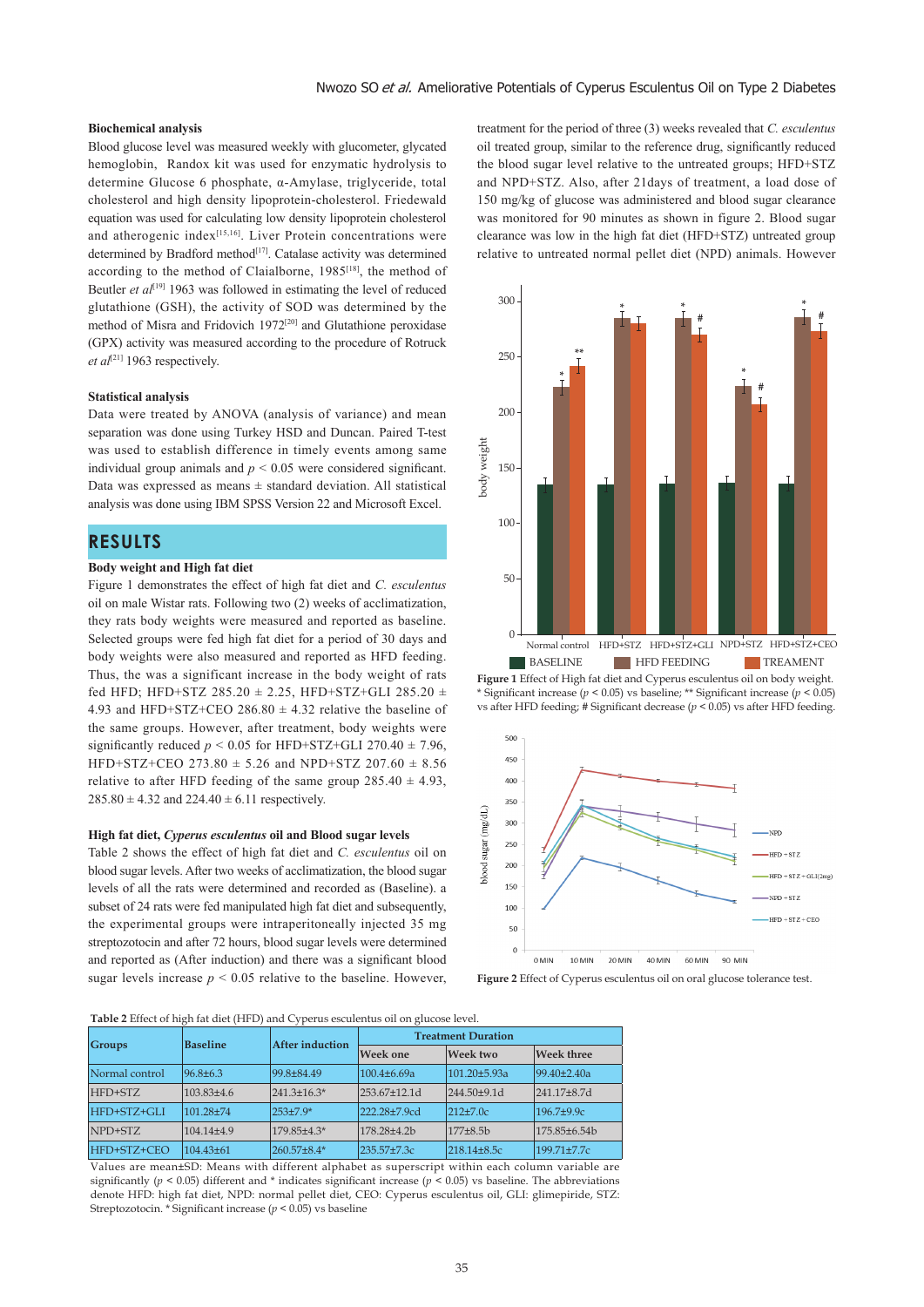### Biochemical analysis

Blood glucose level was measured weekly with glucometer, glycated hemoglobin, Randox kit was used for enzymatic hydrolysis to determine Glucose 6 phosphate, α-Amylase, triglyceride, total cholesterol and high density lipoprotein-cholesterol. Friedewald equation was used for calculating low density lipoprotein cholesterol and atherogenic index[15,16]. Liver Protein concentrations were determined by Bradford method[17]. Catalase activity was determined according to the method of Claialborne, 1985[18], the method of Beutler *et al*[19] 1963 was followed in estimating the level of reduced glutathione (GSH), the activity of SOD was determined by the method of Misra and Fridovich 1972[20] and Glutathione peroxidase (GPX) activity was measured according to the procedure of Rotruck *et al*[21] 1963 respectively.

### Statistical analysis

Data were treated by ANOVA (analysis of variance) and mean separation was done using Turkey HSD and Duncan. Paired T-test was used to establish difference in timely events among same individual group animals and $p < 0.05$ were considered significant. Data was expressed as means ± standard deviation. All statistical analysis was done using IBM SPSS Version 22 and Microsoft Excel.

## RESULTS

### Body weight and High fat diet

Figure 1 demonstrates the effect of high fat diet and *C. esculentus* oil on male Wistar rats. Following two (2) weeks of acclimatization, they rats body weights were measured and reported as baseline. Selected groups were fed high fat diet for a period of 30 days and body weights were also measured and reported as HFD feeding. Thus, the was a significant increase in the body weight of rats fed HFD; HFD+STZ 285.20 ± 2.25, HFD+STZ+GLI 285.20 ± 4.93 and HFD+STZ+CEO 286.80 ± 4.32 relative the baseline of the same groups. However, after treatment, body weights were significantly reduced $p < 0.05$ for HFD+STZ+GLI 270.40 ± 7.96, HFD+STZ+CEO 273.80 ± 5.26 and NPD+STZ 207.60 ± 8.56 relative to after HFD feeding of the same group 285.40 ± 4.93, 285.80 ± 4.32 and 224.40 ± 6.11 respectively.

### High fat diet, *Cyperus esculentus* oil and Blood sugar levels

Table 2 shows the effect of high fat diet and *C. esculentus* oil on blood sugar levels. After two weeks of acclimatization, the blood sugar levels of all the rats were determined and recorded as (Baseline). a subset of 24 rats were fed manipulated high fat diet and subsequently, the experimental groups were intraperitoneally injected 35 mg streptozotocin and after 72 hours, blood sugar levels were determined and reported as (After induction) and there was a significant blood sugar levels increase $p < 0.05$ relative to the baseline. However, treatment for the period of three (3) weeks revealed that *C. esculentus* oil treated group, similar to the reference drug, significantly reduced the blood sugar level relative to the untreated groups; HFD+STZ and NPD+STZ. Also, after 21days of treatment, a load dose of 150 mg/kg of glucose was administered and blood sugar clearance was monitored for 90 minutes as shown in figure 2. Blood sugar clearance was low in the high fat diet (HFD+STZ) untreated group relative to untreated normal pellet diet (NPD) animals. However

**Figure 1** Effect of High fat diet and Cyperus esculentus oil on body weight. * Significant increase ($p < 0.05$) vs baseline; ** Significant increase ($p < 0.05$) vs after HFD feeding; # Significant decrease ($p < 0.05$) vs after HFD feeding.

**Figure 2** Effect of Cyperus esculentus oil on oral glucose tolerance test.

**Table 2** Effect of high fat diet (HFD) and Cyperus esculentus oil on glucose level.

| Groups | Baseline | After induction | Treatment Duration | | |
|---|---|---|---|---|---|
| | | | Week one | Week two | Week three |
| Normal control | 96.8±6.3 | 99.8±84.49 | 100.4±6.69a | 101.20±5.93a | 99.40±2.40a |
| HFD+STZ | 103.83±4.6 | 241.3±16.3* | 253.67±12.1d | 244.50±9.1d | 241.17±8.7d |
| HFD+STZ+GLI | 101.28±74 | 253±7.9* | 222.28±7.9cd | 212±7.0c | 196.7±9.9c |
| NPD+STZ | 104.14±4.9 | 179.85±4.3* | 178.28±4.2b | 177±8.5b | 175.85±6.54b |
| HFD+STZ+CEO | 104.43±61 | 260.57±8.4* | 235.57±7.3c | 218.14±8.5c | 199.71±7.7c |

Values are mean±SD: Means with different alphabet as superscript within each column variable are significantly ($p < 0.05$) different and * indicates significant increase ($p < 0.05$) vs baseline. The abbreviations denote HFD: high fat diet, NPD: normal pellet diet, CEO: Cyperus esculentus oil, GLI: glimepiride, STZ: Streptozotocin. * Significant increase ($p < 0.05$) vs baseline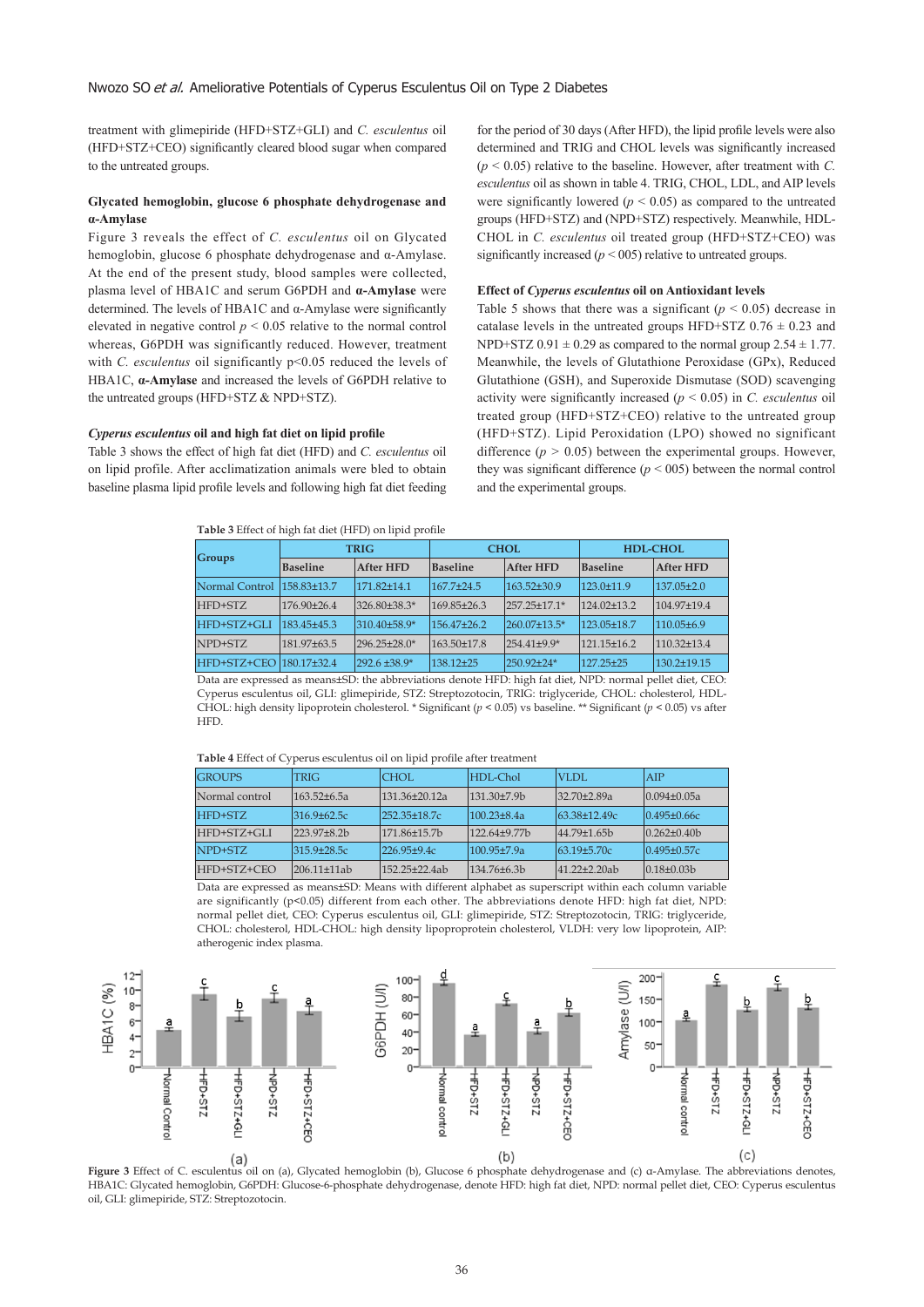treatment with glimepiride (HFD+STZ+GLI) and *C. esculentus* oil (HFD+STZ+CEO) significantly cleared blood sugar when compared to the untreated groups.

### Glycated hemoglobin, glucose 6 phosphate dehydrogenase and α-Amylase

Figure 3 reveals the effect of *C. esculentus* oil on Glycated hemoglobin, glucose 6 phosphate dehydrogenase and α-Amylase. At the end of the present study, blood samples were collected, plasma level of HBA1C and serum G6PDH and **α-Amylase** were determined. The levels of HBA1C and α-Amylase were significantly elevated in negative control $p < 0.05$ relative to the normal control whereas, G6PDH was significantly reduced. However, treatment with *C. esculentus* oil significantly p<0.05 reduced the levels of HBA1C, **α-Amylase** and increased the levels of G6PDH relative to the untreated groups (HFD+STZ & NPD+STZ).

### *Cyperus esculentus* oil and high fat diet on lipid profile

Table 3 shows the effect of high fat diet (HFD) and *C. esculentus* oil on lipid profile. After acclimatization animals were bled to obtain baseline plasma lipid profile levels and following high fat diet feeding for the period of 30 days (After HFD), the lipid profile levels were also determined and TRIG and CHOL levels was significantly increased ($p < 0.05$) relative to the baseline. However, after treatment with *C. esculentus* oil as shown in table 4. TRIG, CHOL, LDL, and AIP levels were significantly lowered ($p < 0.05$) as compared to the untreated groups (HFD+STZ) and (NPD+STZ) respectively. Meanwhile, HDL-CHOL in *C. esculentus* oil treated group (HFD+STZ+CEO) was significantly increased ($p$ < 005) relative to untreated groups.

### Effect of *Cyperus esculentus* oil on Antioxidant levels

Table 5 shows that there was a significant ($p < 0.05$) decrease in catalase levels in the untreated groups HFD+STZ 0.76 ± 0.23 and NPD+STZ 0.91 ± 0.29 as compared to the normal group 2.54 ± 1.77. Meanwhile, the levels of Glutathione Peroxidase (GPx), Reduced Glutathione (GSH), and Superoxide Dismutase (SOD) scavenging activity were significantly increased ($p < 0.05$) in *C. esculentus* oil treated group (HFD+STZ+CEO) relative to the untreated group (HFD+STZ). Lipid Peroxidation (LPO) showed no significant difference ($p > 0.05$) between the experimental groups. However, they was significant difference ($p$ < 005) between the normal control and the experimental groups.

**Table 3** Effect of high fat diet (HFD) on lipid profile

| Groups | TRIG | | CHOL | | HDL-CHOL | |
|---|---|---|---|---|---|---|
| | Baseline | After HFD | Baseline | After HFD | Baseline | After HFD |
| Normal Control | 158.83±13.7 | 171.82±14.1 | 167.7±24.5 | 163.52±30.9 | 123.0±11.9 | 137.05±2.0 |
| HFD+STZ | 176.90±26.4 | 326.80±38.3* | 169.85±26.3 | 257.25±17.1* | 124.02±13.2 | 104.97±19.4 |
| HFD+STZ+GLI | 183.45±45.3 | 310.40±58.9* | 156.47±26.2 | 260.07±13.5* | 123.05±18.7 | 110.05±6.9 |
| NPD+STZ | 181.97±63.5 | 296.25±28.0* | 163.50±17.8 | 254.41±9.9* | 121.15±16.2 | 110.32±13.4 |
| HFD+STZ+CEO | 180.17±32.4 | 292.6 ±38.9* | 138.12±25 | 250.92±24* | 127.25±25 | 130.2±19.15 |

Data are expressed as means±SD: the abbreviations denote HFD: high fat diet, NPD: normal pellet diet, CEO: Cyperus esculentus oil, GLI: glimepiride, STZ: Streptozotocin, TRIG: triglyceride, CHOL: cholesterol, HDL-CHOL: high density lipoprotein cholesterol. * Significant ($p < 0.05$) vs baseline. ** Significant ($p < 0.05$) vs after HFD.

**Table 4** Effect of Cyperus esculentus oil on lipid profile after treatment

| GROUPS | TRIG | CHOL | HDL-Chol | VLDL | AIP |
|---|---|---|---|---|---|
| Normal control | 163.52±6.5a | 131.36±20.12a | 131.30±7.9b | 32.70±2.89a | 0.094±0.05a |
| HFD+STZ | 316.9±62.5c | 252.35±18.7c | 100.23±8.4a | 63.38±12.49c | 0.495±0.66c |
| HFD+STZ+GLI | 223.97±8.2b | 171.86±15.7b | 122.64±9.77b | 44.79±1.65b | 0.262±0.40b |
| NPD+STZ | 315.9±28.5c | 226.95±9.4c | 100.95±7.9a | 63.19±5.70c | 0.495±0.57c |
| HFD+STZ+CEO | 206.11±11ab | 152.25±22.4ab | 134.76±6.3b | 41.22±2.20ab | 0.18±0.03b |

Data are expressed as means±SD: Means with different alphabet as superscript within each column variable are significantly (p<0.05) different from each other. The abbreviations denote HFD: high fat diet, NPD: normal pellet diet, CEO: Cyperus esculentus oil, GLI: glimepiride, STZ: Streptozotocin, TRIG: triglyceride, CHOL: cholesterol, HDL-CHOL: high density lipoproprotein cholesterol, VLDH: very low lipoprotein, AIP: atherogenic index plasma.

**Figure 3** Effect of C. esculentus oil on (a), Glycated hemoglobin (b), Glucose 6 phosphate dehydrogenase and (c) α-Amylase. The abbreviations denotes, HBA1C: Glycated hemoglobin, G6PDH: Glucose-6-phosphate dehydrogenase, denote HFD: high fat diet, NPD: normal pellet diet, CEO: Cyperus esculentus oil, GLI: glimepiride, STZ: Streptozotocin.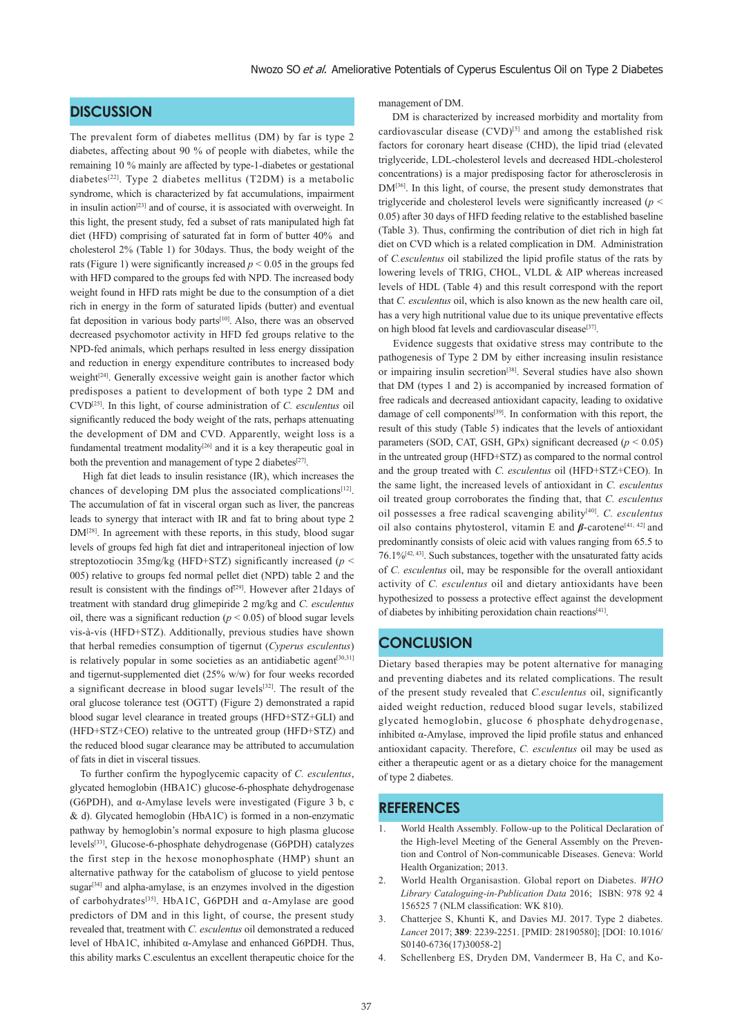## DISCUSSION

The prevalent form of diabetes mellitus (DM) by far is type 2 diabetes, affecting about 90 % of people with diabetes, while the remaining 10 % mainly are affected by type-1-diabetes or gestational diabetes[22]. Type 2 diabetes mellitus (T2DM) is a metabolic syndrome, which is characterized by fat accumulations, impairment in insulin action[23] and of course, it is associated with overweight. In this light, the present study, fed a subset of rats manipulated high fat diet (HFD) comprising of saturated fat in form of butter 40% and cholesterol 2% (Table 1) for 30days. Thus, the body weight of the rats (Figure 1) were significantly increased $p < 0.05$ in the groups fed with HFD compared to the groups fed with NPD. The increased body weight found in HFD rats might be due to the consumption of a diet rich in energy in the form of saturated lipids (butter) and eventual fat deposition in various body parts[10]. Also, there was an observed decreased psychomotor activity in HFD fed groups relative to the NPD-fed animals, which perhaps resulted in less energy dissipation and reduction in energy expenditure contributes to increased body weight[24]. Generally excessive weight gain is another factor which predisposes a patient to development of both type 2 DM and CVD[25]. In this light, of course administration of *C. esculentus* oil significantly reduced the body weight of the rats, perhaps attenuating the development of DM and CVD. Apparently, weight loss is a fundamental treatment modality[26] and it is a key therapeutic goal in both the prevention and management of type 2 diabetes[27].

High fat diet leads to insulin resistance (IR), which increases the chances of developing DM plus the associated complications[12]. The accumulation of fat in visceral organ such as liver, the pancreas leads to synergy that interact with IR and fat to bring about type 2 DM[28]. In agreement with these reports, in this study, blood sugar levels of groups fed high fat diet and intraperitoneal injection of low streptozotiocin 35mg/kg (HFD+STZ) significantly increased ($p <$ 005) relative to groups fed normal pellet diet (NPD) table 2 and the result is consistent with the findings of[29]. However after 21days of treatment with standard drug glimepiride 2 mg/kg and *C. esculentus* oil, there was a significant reduction ($p < 0.05$) of blood sugar levels vis-à-vis (HFD+STZ). Additionally, previous studies have shown that herbal remedies consumption of tigernut (*Cyperus esculentus*) is relatively popular in some societies as an antidiabetic agent[30,31] and tigernut-supplemented diet (25% w/w) for four weeks recorded a significant decrease in blood sugar levels[32]. The result of the oral glucose tolerance test (OGTT) (Figure 2) demonstrated a rapid blood sugar level clearance in treated groups (HFD+STZ+GLI) and (HFD+STZ+CEO) relative to the untreated group (HFD+STZ) and the reduced blood sugar clearance may be attributed to accumulation of fats in diet in visceral tissues.

To further confirm the hypoglycemic capacity of *C. esculentus*, glycated hemoglobin (HBA1C) glucose-6-phosphate dehydrogenase (G6PDH), and α-Amylase levels were investigated (Figure 3 b, c & d). Glycated hemoglobin (HbA1C) is formed in a non-enzymatic pathway by hemoglobin's normal exposure to high plasma glucose levels[33], Glucose-6-phosphate dehydrogenase (G6PDH) catalyzes the first step in the hexose monophosphate (HMP) shunt an alternative pathway for the catabolism of glucose to yield pentose sugar[34] and alpha-amylase, is an enzymes involved in the digestion of carbohydrates[35]. HbA1C, G6PDH and α-Amylase are good predictors of DM and in this light, of course, the present study revealed that, treatment with *C. esculentus* oil demonstrated a reduced level of HbA1C, inhibited α-Amylase and enhanced G6PDH. Thus, this ability marks C.esculentus an excellent therapeutic choice for the management of DM.

DM is characterized by increased morbidity and mortality from cardiovascular disease (CVD)[5] and among the established risk factors for coronary heart disease (CHD), the lipid triad (elevated triglyceride, LDL-cholesterol levels and decreased HDL-cholesterol concentrations) is a major predisposing factor for atherosclerosis in DM[36]. In this light, of course, the present study demonstrates that triglyceride and cholesterol levels were significantly increased ($p <$ 0.05) after 30 days of HFD feeding relative to the established baseline (Table 3). Thus, confirming the contribution of diet rich in high fat diet on CVD which is a related complication in DM. Administration of *C.esculentus* oil stabilized the lipid profile status of the rats by lowering levels of TRIG, CHOL, VLDL & AIP whereas increased levels of HDL (Table 4) and this result correspond with the report that *C. esculentus* oil, which is also known as the new health care oil, has a very high nutritional value due to its unique preventative effects on high blood fat levels and cardiovascular disease[37].

Evidence suggests that oxidative stress may contribute to the pathogenesis of Type 2 DM by either increasing insulin resistance or impairing insulin secretion[38]. Several studies have also shown that DM (types 1 and 2) is accompanied by increased formation of free radicals and decreased antioxidant capacity, leading to oxidative damage of cell components[39]. In conformation with this report, the result of this study (Table 5) indicates that the levels of antioxidant parameters (SOD, CAT, GSH, GPx) significant decreased ($p < 0.05$) in the untreated group (HFD+STZ) as compared to the normal control and the group treated with *C. esculentus* oil (HFD+STZ+CEO). In the same light, the increased levels of antioxidant in *C. esculentus* oil treated group corroborates the finding that, that *C. esculentus* oil possesses a free radical scavenging ability[40]. *C. esculentus* oil also contains phytosterol, vitamin E and *β*-carotene[41, 42] and predominantly consists of oleic acid with values ranging from 65.5 to 76.1%[42, 43]. Such substances, together with the unsaturated fatty acids of *C. esculentus* oil, may be responsible for the overall antioxidant activity of *C. esculentus* oil and dietary antioxidants have been hypothesized to possess a protective effect against the development of diabetes by inhibiting peroxidation chain reactions[41].

## CONCLUSION

Dietary based therapies may be potent alternative for managing and preventing diabetes and its related complications. The result of the present study revealed that *C.esculentus* oil, significantly aided weight reduction, reduced blood sugar levels, stabilized glycated hemoglobin, glucose 6 phosphate dehydrogenase, inhibited α-Amylase, improved the lipid profile status and enhanced antioxidant capacity. Therefore, *C. esculentus* oil may be used as either a therapeutic agent or as a dietary choice for the management of type 2 diabetes.

## REFERENCES

1. World Health Assembly. Follow-up to the Political Declaration of the High-level Meeting of the General Assembly on the Prevention and Control of Non-communicable Diseases. Geneva: World Health Organization; 2013.
2. World Health Organisastion. Global report on Diabetes. *WHO Library Cataloguing-in-Publication Data* 2016; ISBN: 978 92 4 156525 7 (NLM classification: WK 810).
3. Chatterjee S, Khunti K, and Davies MJ. 2017. Type 2 diabetes. *Lancet* 2017; **389**: 2239-2251. [PMID: 28190580]; [DOI: 10.1016/S0140-6736(17)30058-2]
4. Schellenberg ES, Dryden DM, Vandermeer B, Ha C, and Ko-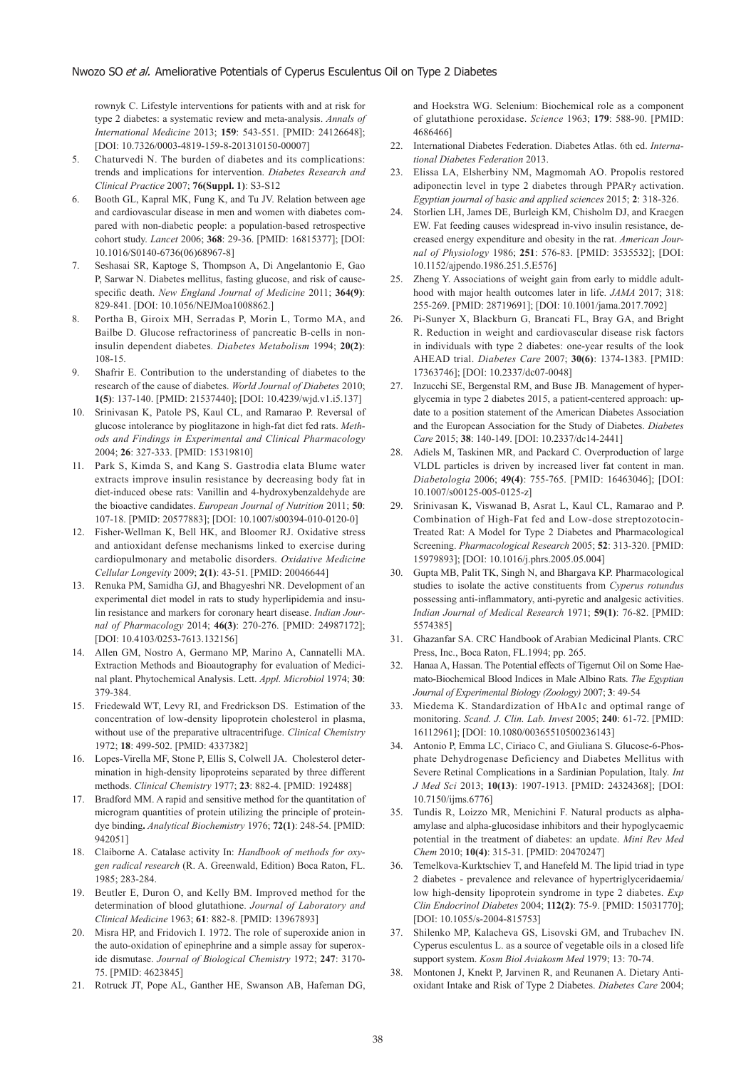rownyk C. Lifestyle interventions for patients with and at risk for type 2 diabetes: a systematic review and meta-analysis. *Annals of International Medicine* 2013; **159**: 543-551. [PMID: 24126648]; [DOI: 10.7326/0003-4819-159-8-201310150-00007]

5. Chaturvedi N. The burden of diabetes and its complications: trends and implications for intervention. *Diabetes Research and Clinical Practice* 2007; **76(Suppl. 1)**: S3-S12
6. Booth GL, Kapral MK, Fung K, and Tu JV. Relation between age and cardiovascular disease in men and women with diabetes compared with non-diabetic people: a population-based retrospective cohort study. *Lancet* 2006; **368**: 29-36. [PMID: 16815377]; [DOI: 10.1016/S0140-6736(06)68967-8]
7. Seshasai SR, Kaptoge S, Thompson A, Di Angelantonio E, Gao P, Sarwar N. Diabetes mellitus, fasting glucose, and risk of cause-specific death. *New England Journal of Medicine* 2011; **364(9)**: 829-841. [DOI: 10.1056/NEJMoa1008862.]
8. Portha B, Giroix MH, Serradas P, Morin L, Tormo MA, and Bailbe D. Glucose refractoriness of pancreatic B-cells in non-insulin dependent diabetes. *Diabetes Metabolism* 1994; **20(2)**: 108-15.
9. Shafrir E. Contribution to the understanding of diabetes to the research of the cause of diabetes. *World Journal of Diabetes* 2010; **1(5)**: 137-140. [PMID: 21537440]; [DOI: 10.4239/wjd.v1.i5.137]
10. Srinivasan K, Patole PS, Kaul CL, and Ramarao P. Reversal of glucose intolerance by pioglitazone in high-fat diet fed rats. *Methods and Findings in Experimental and Clinical Pharmacology* 2004; **26**: 327-333. [PMID: 15319810]
11. Park S, Kimda S, and Kang S. Gastrodia elata Blume water extracts improve insulin resistance by decreasing body fat in diet-induced obese rats: Vanillin and 4-hydroxybenzaldehyde are the bioactive candidates. *European Journal of Nutrition* 2011; **50**: 107-18. [PMID: 20577883]; [DOI: 10.1007/s00394-010-0120-0]
12. Fisher-Wellman K, Bell HK, and Bloomer RJ. Oxidative stress and antioxidant defense mechanisms linked to exercise during cardiopulmonary and metabolic disorders. *Oxidative Medicine Cellular Longevity* 2009; **2(1)**: 43-51. [PMID: 20046644]
13. Renuka PM, Samidha GJ, and Bhagyeshri NR. Development of an experimental diet model in rats to study hyperlipidemia and insulin resistance and markers for coronary heart disease. *Indian Journal of Pharmacology* 2014; **46(3)**: 270-276. [PMID: 24987172]; [DOI: 10.4103/0253-7613.132156]
14. Allen GM, Nostro A, Germano MP, Marino A, Cannatelli MA. Extraction Methods and Bioautography for evaluation of Medicinal plant. Phytochemical Analysis. Lett. *Appl. Microbiol* 1974; **30**: 379-384.
15. Friedewald WT, Levy RI, and Fredrickson DS. Estimation of the concentration of low-density lipoprotein cholesterol in plasma, without use of the preparative ultracentrifuge. *Clinical Chemistry* 1972; **18**: 499-502. [PMID: 4337382]
16. Lopes-Virella MF, Stone P, Ellis S, Colwell JA. Cholesterol determination in high-density lipoproteins separated by three different methods. *Clinical Chemistry* 1977; **23**: 882-4. [PMID: 192488]
17. Bradford MM. A rapid and sensitive method for the quantitation of microgram quantities of protein utilizing the principle of protein-dye binding**.** *Analytical Biochemistry* 1976; **72(1)**: 248-54. [PMID: 942051]
18. Claiborne A. Catalase activity In: *Handbook of methods for oxygen radical research* (R. A. Greenwald, Edition) Boca Raton, FL. 1985; 283-284.
19. Beutler E, Duron O, and Kelly BM. Improved method for the determination of blood glutathione. *Journal of Laboratory and Clinical Medicine* 1963; **61**: 882-8. [PMID: 13967893]
20. Misra HP, and Fridovich I. 1972. The role of superoxide anion in the auto-oxidation of epinephrine and a simple assay for superoxide dismutase. *Journal of Biological Chemistry* 1972; **247**: 3170-75. [PMID: 4623845]
21. Rotruck JT, Pope AL, Ganther HE, Swanson AB, Hafeman DG, and Hoekstra WG. Selenium: Biochemical role as a component of glutathione peroxidase. *Science* 1963; **179**: 588-90. [PMID: 4686466]
22. International Diabetes Federation. Diabetes Atlas. 6th ed. *International Diabetes Federation* 2013.
23. Elissa LA, Elsherbiny NM, Magmomah AO. Propolis restored adiponectin level in type 2 diabetes through PPARγ activation. *Egyptian journal of basic and applied sciences* 2015; **2**: 318-326.
24. Storlien LH, James DE, Burleigh KM, Chisholm DJ, and Kraegen EW. Fat feeding causes widespread in-vivo insulin resistance, decreased energy expenditure and obesity in the rat. *American Journal of Physiology* 1986; **251**: 576-83. [PMID: 3535532]; [DOI: 10.1152/ajpendo.1986.251.5.E576]
25. Zheng Y. Associations of weight gain from early to middle adulthood with major health outcomes later in life. *JAMA* 2017; 318: 255-269. [PMID: 28719691]; [DOI: 10.1001/jama.2017.7092]
26. Pi-Sunyer X, Blackburn G, Brancati FL, Bray GA, and Bright R. Reduction in weight and cardiovascular disease risk factors in individuals with type 2 diabetes: one-year results of the look AHEAD trial. *Diabetes Care* 2007; **30(6)**: 1374-1383. [PMID: 17363746]; [DOI: 10.2337/dc07-0048]
27. Inzucchi SE, Bergenstal RM, and Buse JB. Management of hyperglycemia in type 2 diabetes 2015, a patient-centered approach: update to a position statement of the American Diabetes Association and the European Association for the Study of Diabetes. *Diabetes Care* 2015; **38**: 140-149. [DOI: 10.2337/dc14-2441]
28. Adiels M, Taskinen MR, and Packard C. Overproduction of large VLDL particles is driven by increased liver fat content in man. *Diabetologia* 2006; **49(4)**: 755-765. [PMID: 16463046]; [DOI: 10.1007/s00125-005-0125-z]
29. Srinivasan K, Viswanad B, Asrat L, Kaul CL, Ramarao and P. Combination of High-Fat fed and Low-dose streptozotocin-Treated Rat: A Model for Type 2 Diabetes and Pharmacological Screening. *Pharmacological Research* 2005; **52**: 313-320. [PMID: 15979893]; [DOI: 10.1016/j.phrs.2005.05.004]
30. Gupta MB, Palit TK, Singh N, and Bhargava KP. Pharmacological studies to isolate the active constituents from *Cyperus rotundus* possessing anti-inflammatory, anti-pyretic and analgesic activities. *Indian Journal of Medical Research* 1971; **59(1)**: 76-82. [PMID: 5574385]
31. Ghazanfar SA. CRC Handbook of Arabian Medicinal Plants. CRC Press, Inc., Boca Raton, FL.1994; pp. 265.
32. Hanaa A, Hassan. The Potential effects of Tigernut Oil on Some Haemato-Biochemical Blood Indices in Male Albino Rats. *The Egyptian Journal of Experimental Biology (Zoology)* 2007; **3**: 49-54
33. Miedema K. Standardization of HbA1c and optimal range of monitoring. *Scand. J. Clin. Lab. Invest* 2005; **240**: 61-72. [PMID: 16112961]; [DOI: 10.1080/00365510500236143]
34. Antonio P, Emma LC, Ciriaco C, and Giuliana S. Glucose-6-Phosphate Dehydrogenase Deficiency and Diabetes Mellitus with Severe Retinal Complications in a Sardinian Population, Italy. *Int J Med Sci* 2013; **10(13)**: 1907-1913. [PMID: 24324368]; [DOI: 10.7150/ijms.6776]
35. Tundis R, Loizzo MR, Menichini F. Natural products as alpha-amylase and alpha-glucosidase inhibitors and their hypoglycaemic potential in the treatment of diabetes: an update. *Mini Rev Med Chem* 2010; **10(4)**: 315-31. [PMID: 20470247]
36. Temelkova-Kurktschiev T, and Hanefeld M. The lipid triad in type 2 diabetes - prevalence and relevance of hypertriglyceridaemia/low high-density lipoprotein syndrome in type 2 diabetes. *Exp Clin Endocrinol Diabetes* 2004; **112(2)**: 75-9. [PMID: 15031770]; [DOI: 10.1055/s-2004-815753]
37. Shilenko MP, Kalacheva GS, Lisovski GM, and Trubachev IN. Cyperus esculentus L. as a source of vegetable oils in a closed life support system. *Kosm Biol Aviakosm Med* 1979; 13: 70-74.
38. Montonen J, Knekt P, Jarvinen R, and Reunanen A. Dietary Antioxidant Intake and Risk of Type 2 Diabetes. *Diabetes Care* 2004;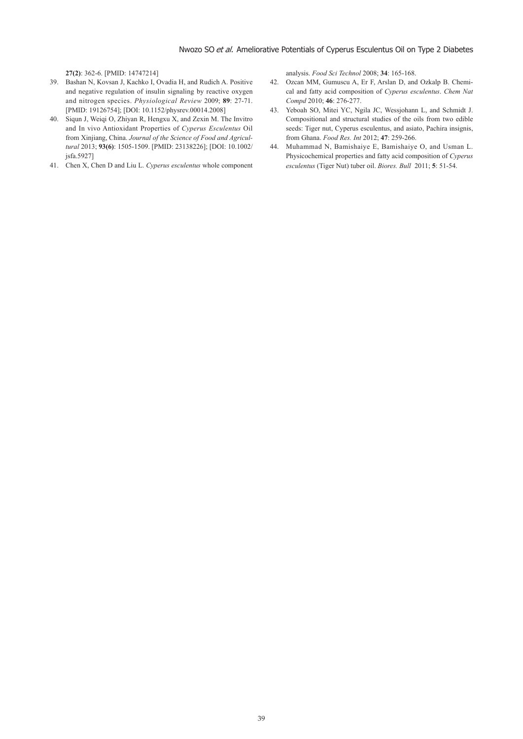**27(2)**: 362-6. [PMID: 14747214]

39. Bashan N, Kovsan J, Kachko I, Ovadia H, and Rudich A. Positive and negative regulation of insulin signaling by reactive oxygen and nitrogen species. *Physiological Review* 2009; **89**: 27-71. [PMID: 19126754]; [DOI: 10.1152/physrev.00014.2008]
40. Siqun J, Weiqi O, Zhiyan R, Hengxu X, and Zexin M. The Invitro and In vivo Antioxidant Properties of *Cyperus Esculentus* Oil from Xinjiang, China. *Journal of the Science of Food and Agricultural* 2013; **93(6)**: 1505-1509. [PMID: 23138226]; [DOI: 10.1002/jsfa.5927]
41. Chen X, Chen D and Liu L. *Cyperus esculentus* whole component analysis. *Food Sci Technol* 2008; **34**: 165-168.
42. Ozcan MM, Gumuscu A, Er F, Arslan D, and Ozkalp B. Chemical and fatty acid composition of *Cyperus esculentus*. *Chem Nat Compd* 2010; **46**: 276-277.
43. Yeboah SO, Mitei YC, Ngila JC, Wessjohann L, and Schmidt J. Compositional and structural studies of the oils from two edible seeds: Tiger nut, Cyperus esculentus, and asiato, Pachira insignis, from Ghana. *Food Res. Int* 2012; **47**: 259-266.
44. Muhammad N, Bamishaiye E, Bamishaiye O, and Usman L. Physicochemical properties and fatty acid composition of *Cyperus esculentus* (Tiger Nut) tuber oil. *Biores. Bull* 2011; **5**: 51-54.